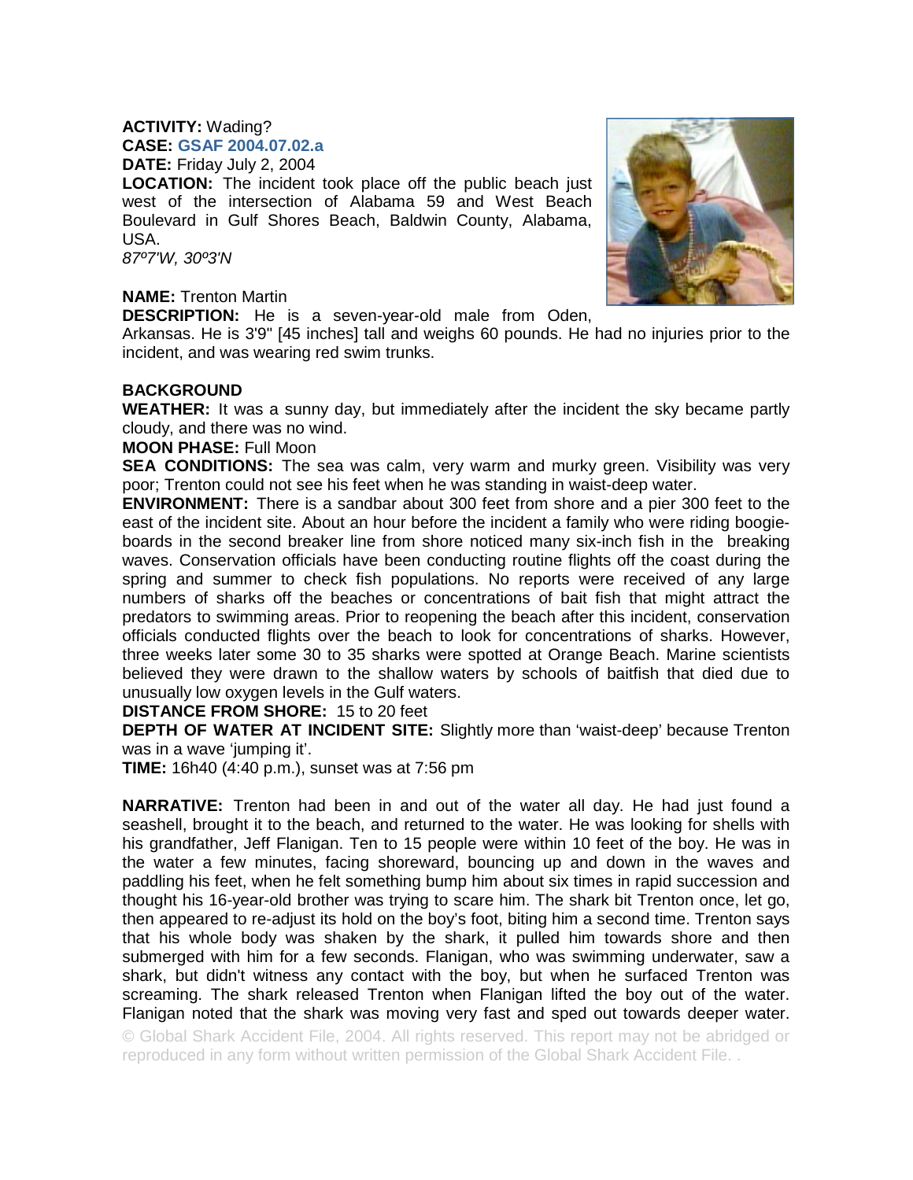**ACTIVITY:** Wading?
**CASE:** **GSAF 2004.07.02.a**
**DATE:** Friday July 2, 2004
**LOCATION:** The incident took place off the public beach just west of the intersection of Alabama 59 and West Beach Boulevard in Gulf Shores Beach, Baldwin County, Alabama, USA.
*87º7'W, 30º3'N*

**NAME:** Trenton Martin
**DESCRIPTION:** He is a seven-year-old male from Oden, Arkansas. He is 3'9" [45 inches] tall and weighs 60 pounds. He had no injuries prior to the incident, and was wearing red swim trunks.

**BACKGROUND**
**WEATHER:** It was a sunny day, but immediately after the incident the sky became partly cloudy, and there was no wind.
**MOON PHASE:** Full Moon
**SEA CONDITIONS:** The sea was calm, very warm and murky green. Visibility was very poor; Trenton could not see his feet when he was standing in waist-deep water.
**ENVIRONMENT:** There is a sandbar about 300 feet from shore and a pier 300 feet to the east of the incident site. About an hour before the incident a family who were riding boogie-boards in the second breaker line from shore noticed many six-inch fish in the breaking waves. Conservation officials have been conducting routine flights off the coast during the spring and summer to check fish populations. No reports were received of any large numbers of sharks off the beaches or concentrations of bait fish that might attract the predators to swimming areas. Prior to reopening the beach after this incident, conservation officials conducted flights over the beach to look for concentrations of sharks. However, three weeks later some 30 to 35 sharks were spotted at Orange Beach. Marine scientists believed they were drawn to the shallow waters by schools of baitfish that died due to unusually low oxygen levels in the Gulf waters.
**DISTANCE FROM SHORE:** 15 to 20 feet
**DEPTH OF WATER AT INCIDENT SITE:** Slightly more than 'waist-deep' because Trenton was in a wave 'jumping it'.
**TIME:** 16h40 (4:40 p.m.), sunset was at 7:56 pm

**NARRATIVE:** Trenton had been in and out of the water all day. He had just found a seashell, brought it to the beach, and returned to the water. He was looking for shells with his grandfather, Jeff Flanigan. Ten to 15 people were within 10 feet of the boy. He was in the water a few minutes, facing shoreward, bouncing up and down in the waves and paddling his feet, when he felt something bump him about six times in rapid succession and thought his 16-year-old brother was trying to scare him. The shark bit Trenton once, let go, then appeared to re-adjust its hold on the boy's foot, biting him a second time. Trenton says that his whole body was shaken by the shark, it pulled him towards shore and then submerged with him for a few seconds. Flanigan, who was swimming underwater, saw a shark, but didn't witness any contact with the boy, but when he surfaced Trenton was screaming. The shark released Trenton when Flanigan lifted the boy out of the water. Flanigan noted that the shark was moving very fast and sped out towards deeper water.

© Global Shark Accident File, 2004. All rights reserved. This report may not be abridged or reproduced in any form without written permission of the Global Shark Accident File. .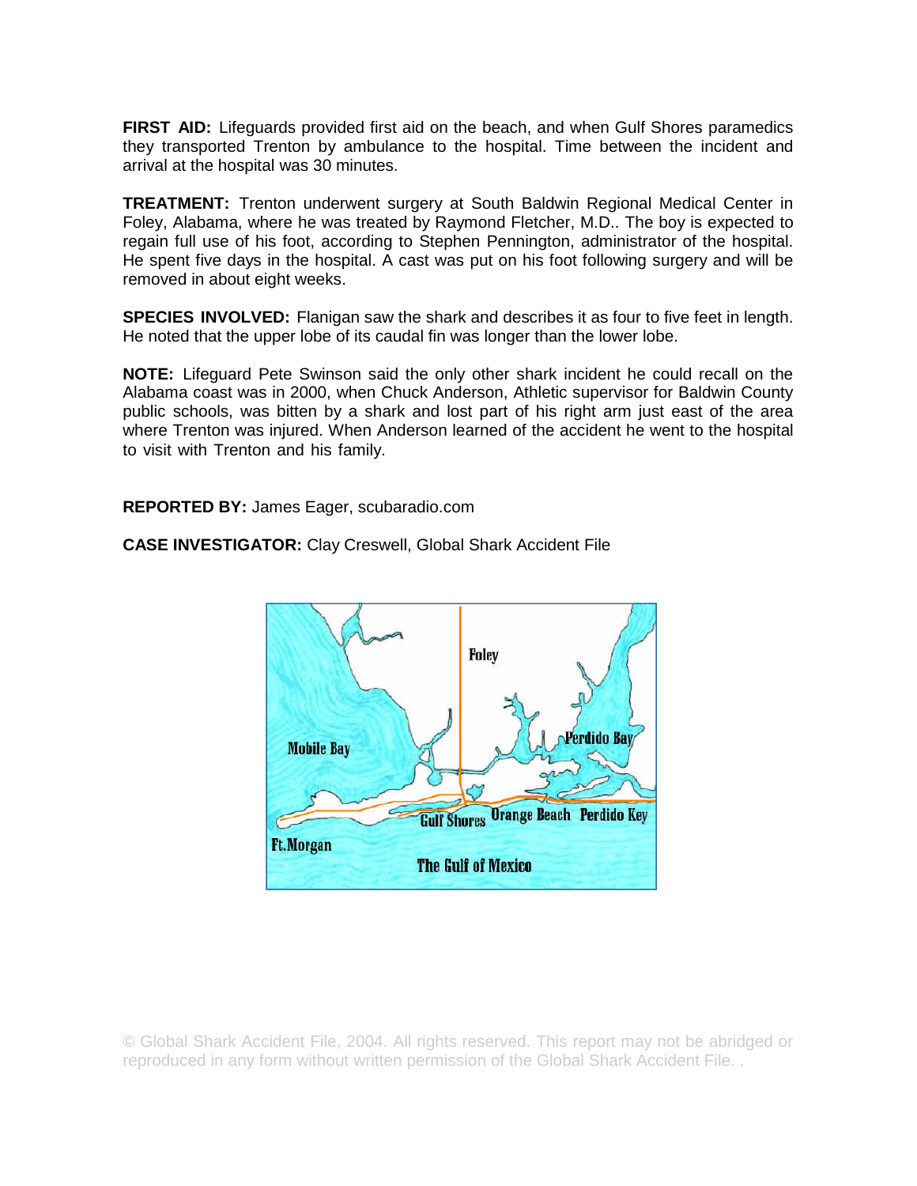**FIRST AID:** Lifeguards provided first aid on the beach, and when Gulf Shores paramedics they transported Trenton by ambulance to the hospital. Time between the incident and arrival at the hospital was 30 minutes.

**TREATMENT:** Trenton underwent surgery at South Baldwin Regional Medical Center in Foley, Alabama, where he was treated by Raymond Fletcher, M.D.. The boy is expected to regain full use of his foot, according to Stephen Pennington, administrator of the hospital. He spent five days in the hospital. A cast was put on his foot following surgery and will be removed in about eight weeks.

**SPECIES INVOLVED:** Flanigan saw the shark and describes it as four to five feet in length. He noted that the upper lobe of its caudal fin was longer than the lower lobe.

**NOTE:** Lifeguard Pete Swinson said the only other shark incident he could recall on the Alabama coast was in 2000, when Chuck Anderson, Athletic supervisor for Baldwin County public schools, was bitten by a shark and lost part of his right arm just east of the area where Trenton was injured. When Anderson learned of the accident he went to the hospital to visit with Trenton and his family.

**REPORTED BY:** James Eager, scubaradio.com

**CASE INVESTIGATOR:** Clay Creswell, Global Shark Accident File

Foley

Mobile Bay

Perdido Bay

Gulf Shores Orange Beach Perdido Key

Ft.Morgan

The Gulf of Mexico

© Global Shark Accident File, 2004. All rights reserved. This report may not be abridged or reproduced in any form without written permission of the Global Shark Accident File. .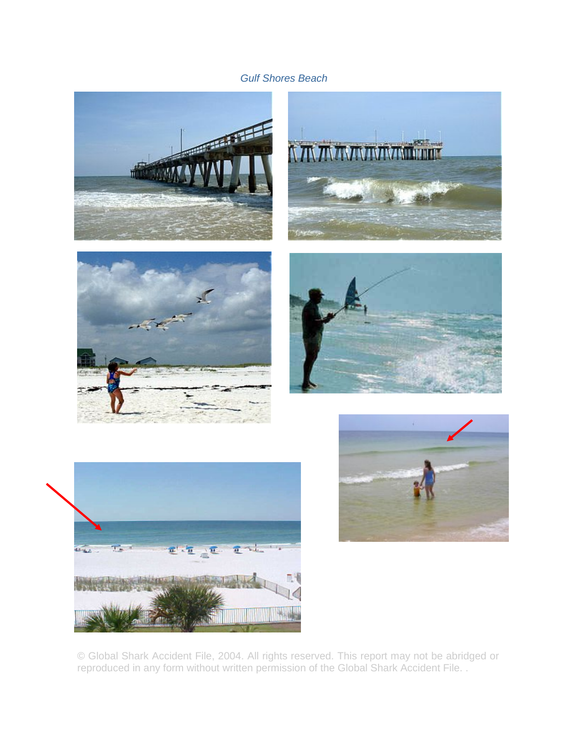*Gulf Shores Beach*

© Global Shark Accident File, 2004. All rights reserved. This report may not be abridged or reproduced in any form without written permission of the Global Shark Accident File. .